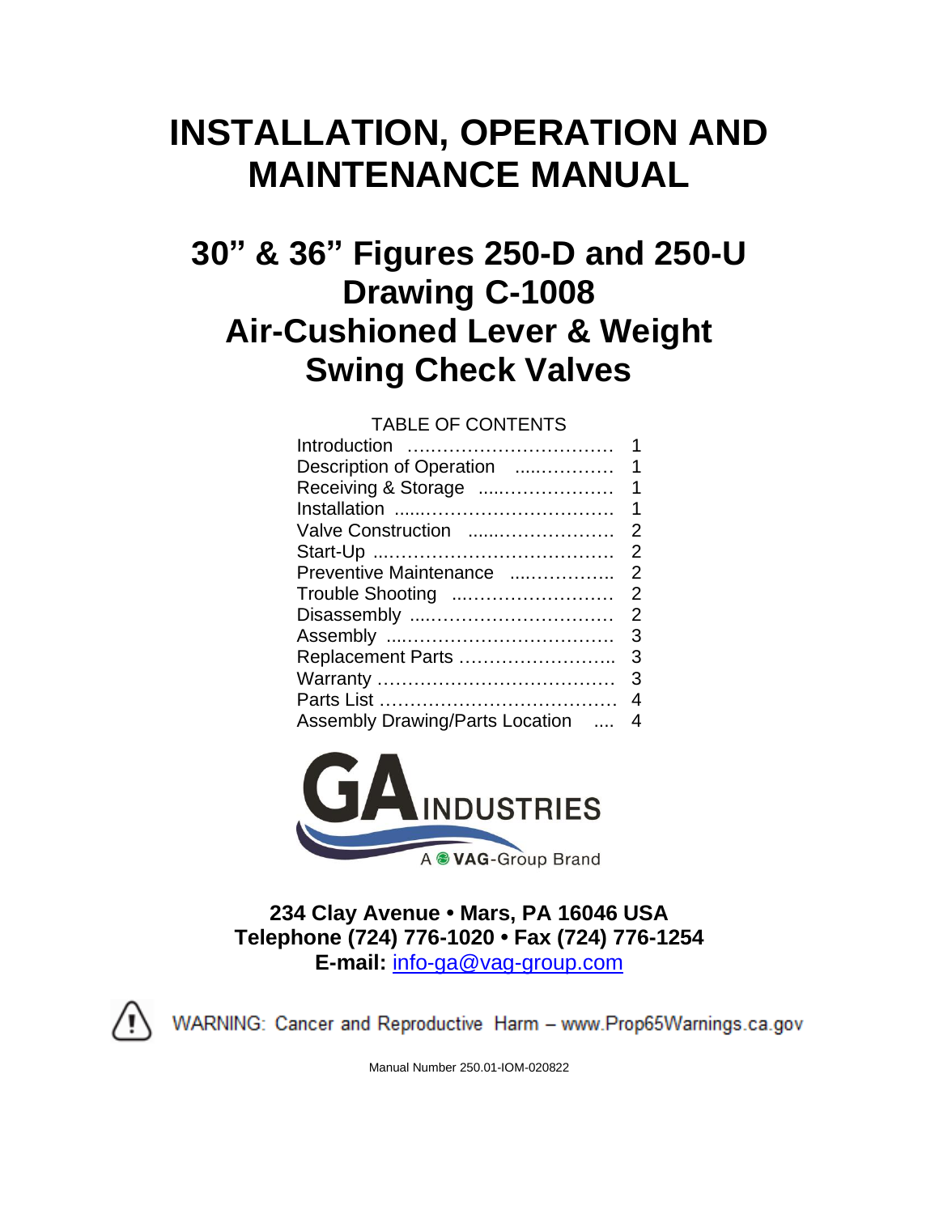# INSTALLATION, OPERATION AND MAINTENANCE MANUAL

## 30" & 36" Figures 250-D and 250-U Drawing C-1008 Air-Cushioned Lever & Weight Swing Check Valves

TABLE OF CONTENTS

| | |
|---|---|
| Introduction | 1 |
| Description of Operation | 1 |
| Receiving & Storage | 1 |
| Installation | 1 |
| Valve Construction | 2 |
| Start-Up | 2 |
| Preventive Maintenance | 2 |
| Trouble Shooting | 2 |
| Disassembly | 2 |
| Assembly | 3 |
| Replacement Parts | 3 |
| Warranty | 3 |
| Parts List | 4 |
| Assembly Drawing/Parts Location | 4 |

GA INDUSTRIES

A VAG-Group Brand

**234 Clay Avenue • Mars, PA 16046 USA**
**Telephone (724) 776-1020 • Fax (724) 776-1254**
**E-mail:** info-ga@vag-group.com

WARNING: Cancer and Reproductive Harm – www.Prop65Warnings.ca.gov

Manual Number 250.01-IOM-020822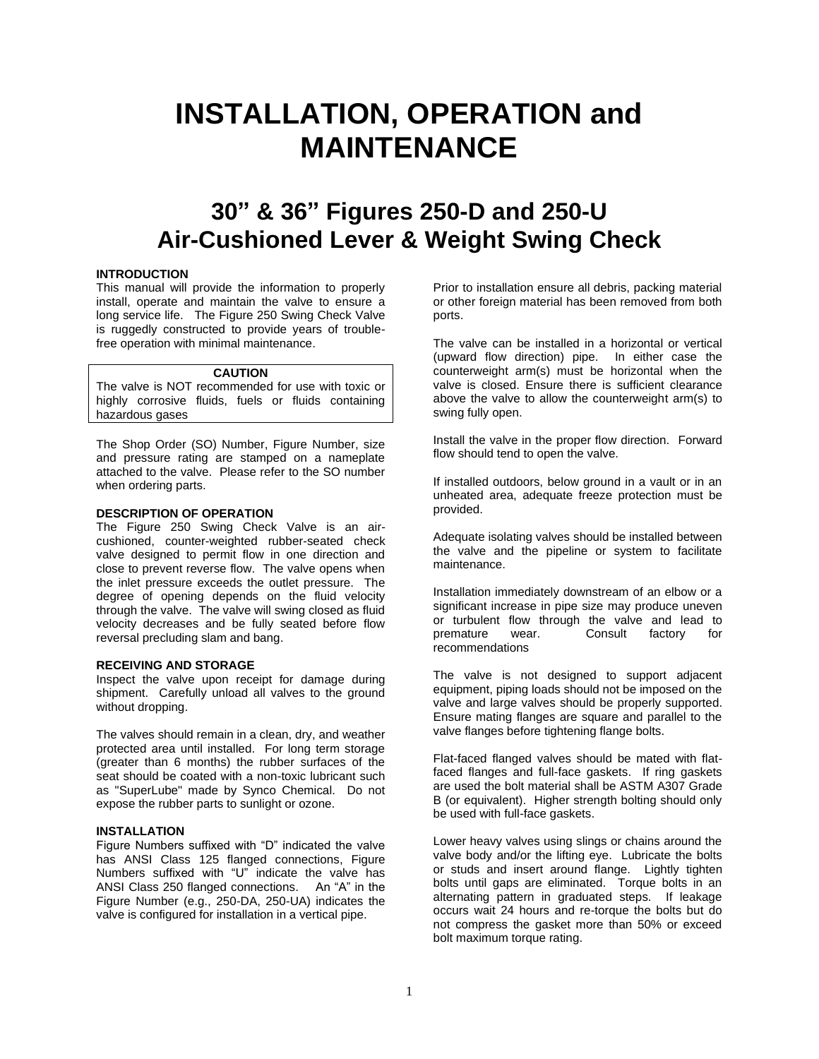# INSTALLATION, OPERATION and MAINTENANCE

## 30" & 36" Figures 250-D and 250-U Air-Cushioned Lever & Weight Swing Check

**INTRODUCTION**

This manual will provide the information to properly install, operate and maintain the valve to ensure a long service life. The Figure 250 Swing Check Valve is ruggedly constructed to provide years of trouble-free operation with minimal maintenance.

> **CAUTION**
>
> The valve is NOT recommended for use with toxic or highly corrosive fluids, fuels or fluids containing hazardous gases

The Shop Order (SO) Number, Figure Number, size and pressure rating are stamped on a nameplate attached to the valve. Please refer to the SO number when ordering parts.

**DESCRIPTION OF OPERATION**

The Figure 250 Swing Check Valve is an air-cushioned, counter-weighted rubber-seated check valve designed to permit flow in one direction and close to prevent reverse flow. The valve opens when the inlet pressure exceeds the outlet pressure. The degree of opening depends on the fluid velocity through the valve. The valve will swing closed as fluid velocity decreases and be fully seated before flow reversal precluding slam and bang.

**RECEIVING AND STORAGE**

Inspect the valve upon receipt for damage during shipment. Carefully unload all valves to the ground without dropping.

The valves should remain in a clean, dry, and weather protected area until installed. For long term storage (greater than 6 months) the rubber surfaces of the seat should be coated with a non-toxic lubricant such as "SuperLube" made by Synco Chemical. Do not expose the rubber parts to sunlight or ozone.

**INSTALLATION**

Figure Numbers suffixed with "D" indicated the valve has ANSI Class 125 flanged connections, Figure Numbers suffixed with "U" indicate the valve has ANSI Class 250 flanged connections. An "A" in the Figure Number (e.g., 250-DA, 250-UA) indicates the valve is configured for installation in a vertical pipe.

Prior to installation ensure all debris, packing material or other foreign material has been removed from both ports.

The valve can be installed in a horizontal or vertical (upward flow direction) pipe. In either case the counterweight arm(s) must be horizontal when the valve is closed. Ensure there is sufficient clearance above the valve to allow the counterweight arm(s) to swing fully open.

Install the valve in the proper flow direction. Forward flow should tend to open the valve.

If installed outdoors, below ground in a vault or in an unheated area, adequate freeze protection must be provided.

Adequate isolating valves should be installed between the valve and the pipeline or system to facilitate maintenance.

Installation immediately downstream of an elbow or a significant increase in pipe size may produce uneven or turbulent flow through the valve and lead to premature wear. Consult factory for recommendations

The valve is not designed to support adjacent equipment, piping loads should not be imposed on the valve and large valves should be properly supported. Ensure mating flanges are square and parallel to the valve flanges before tightening flange bolts.

Flat-faced flanged valves should be mated with flat-faced flanges and full-face gaskets. If ring gaskets are used the bolt material shall be ASTM A307 Grade B (or equivalent). Higher strength bolting should only be used with full-face gaskets.

Lower heavy valves using slings or chains around the valve body and/or the lifting eye. Lubricate the bolts or studs and insert around flange. Lightly tighten bolts until gaps are eliminated. Torque bolts in an alternating pattern in graduated steps. If leakage occurs wait 24 hours and re-torque the bolts but do not compress the gasket more than 50% or exceed bolt maximum torque rating.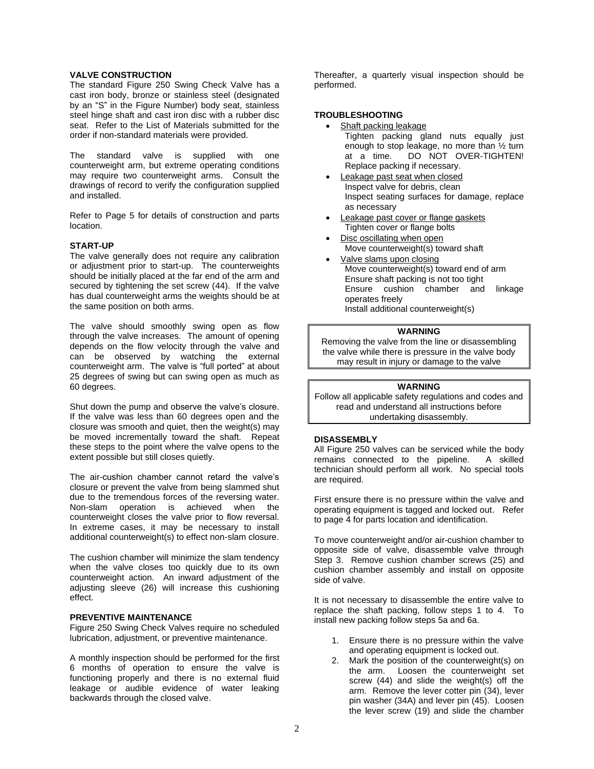### VALVE CONSTRUCTION

The standard Figure 250 Swing Check Valve has a cast iron body, bronze or stainless steel (designated by an "S" in the Figure Number) body seat, stainless steel hinge shaft and cast iron disc with a rubber disc seat. Refer to the List of Materials submitted for the order if non-standard materials were provided.

The standard valve is supplied with one counterweight arm, but extreme operating conditions may require two counterweight arms. Consult the drawings of record to verify the configuration supplied and installed.

Refer to Page 5 for details of construction and parts location.

### START-UP

The valve generally does not require any calibration or adjustment prior to start-up. The counterweights should be initially placed at the far end of the arm and secured by tightening the set screw (44). If the valve has dual counterweight arms the weights should be at the same position on both arms.

The valve should smoothly swing open as flow through the valve increases. The amount of opening depends on the flow velocity through the valve and can be observed by watching the external counterweight arm. The valve is "full ported" at about 25 degrees of swing but can swing open as much as 60 degrees.

Shut down the pump and observe the valve's closure. If the valve was less than 60 degrees open and the closure was smooth and quiet, then the weight(s) may be moved incrementally toward the shaft. Repeat these steps to the point where the valve opens to the extent possible but still closes quietly.

The air-cushion chamber cannot retard the valve's closure or prevent the valve from being slammed shut due to the tremendous forces of the reversing water. Non-slam operation is achieved when the counterweight closes the valve prior to flow reversal. In extreme cases, it may be necessary to install additional counterweight(s) to effect non-slam closure.

The cushion chamber will minimize the slam tendency when the valve closes too quickly due to its own counterweight action. An inward adjustment of the adjusting sleeve (26) will increase this cushioning effect.

### PREVENTIVE MAINTENANCE

Figure 250 Swing Check Valves require no scheduled lubrication, adjustment, or preventive maintenance.

A monthly inspection should be performed for the first 6 months of operation to ensure the valve is functioning properly and there is no external fluid leakage or audible evidence of water leaking backwards through the closed valve.

Thereafter, a quarterly visual inspection should be performed.

### TROUBLESHOOTING

- Shaft packing leakage
  Tighten packing gland nuts equally just enough to stop leakage, no more than ½ turn at a time. DO NOT OVER-TIGHTEN! Replace packing if necessary.
- Leakage past seat when closed
  Inspect valve for debris, clean
  Inspect seating surfaces for damage, replace as necessary
- Leakage past cover or flange gaskets
  Tighten cover or flange bolts
- Disc oscillating when open
  Move counterweight(s) toward shaft
- Valve slams upon closing
  Move counterweight(s) toward end of arm
  Ensure shaft packing is not too tight
  Ensure cushion chamber and linkage operates freely
  Install additional counterweight(s)

> **WARNING**
> Removing the valve from the line or disassembling the valve while there is pressure in the valve body may result in injury or damage to the valve

> **WARNING**
> Follow all applicable safety regulations and codes and read and understand all instructions before undertaking disassembly.

### DISASSEMBLY

All Figure 250 valves can be serviced while the body remains connected to the pipeline. A skilled technician should perform all work. No special tools are required.

First ensure there is no pressure within the valve and operating equipment is tagged and locked out. Refer to page 4 for parts location and identification.

To move counterweight and/or air-cushion chamber to opposite side of valve, disassemble valve through Step 3. Remove cushion chamber screws (25) and cushion chamber assembly and install on opposite side of valve.

It is not necessary to disassemble the entire valve to replace the shaft packing, follow steps 1 to 4. To install new packing follow steps 5a and 6a.

1. Ensure there is no pressure within the valve and operating equipment is locked out.
2. Mark the position of the counterweight(s) on the arm. Loosen the counterweight set screw (44) and slide the weight(s) off the arm. Remove the lever cotter pin (34), lever pin washer (34A) and lever pin (45). Loosen the lever screw (19) and slide the chamber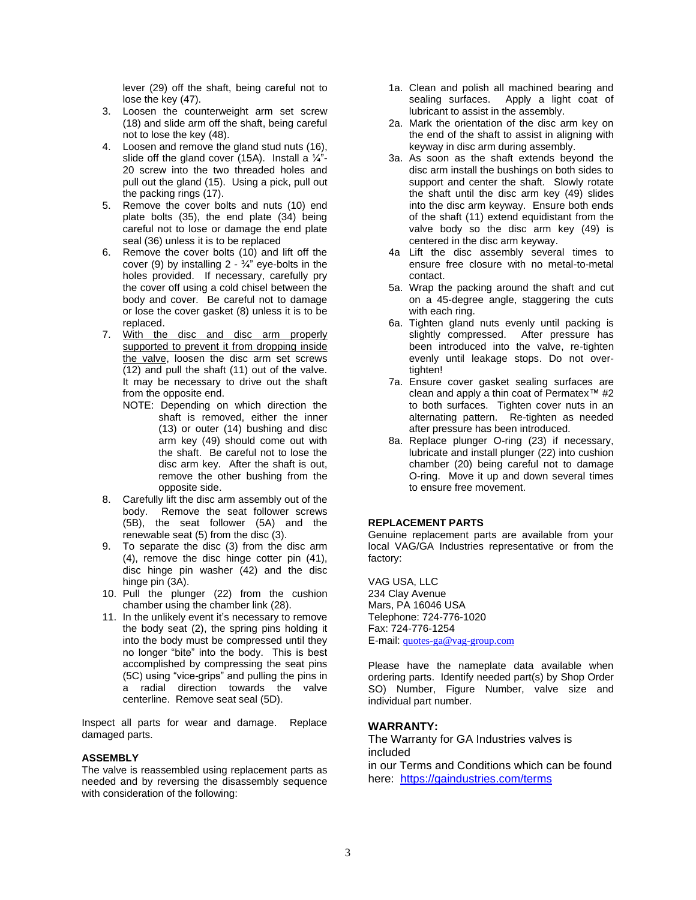lever (29) off the shaft, being careful not to lose the key (47).

3. Loosen the counterweight arm set screw (18) and slide arm off the shaft, being careful not to lose the key (48).
4. Loosen and remove the gland stud nuts (16), slide off the gland cover (15A). Install a ¼"-20 screw into the two threaded holes and pull out the gland (15). Using a pick, pull out the packing rings (17).
5. Remove the cover bolts and nuts (10) end plate bolts (35), the end plate (34) being careful not to lose or damage the end plate seal (36) unless it is to be replaced
6. Remove the cover bolts (10) and lift off the cover (9) by installing 2 - ¾" eye-bolts in the holes provided. If necessary, carefully pry the cover off using a cold chisel between the body and cover. Be careful not to damage or lose the cover gasket (8) unless it is to be replaced.
7. <u>With the disc and disc arm properly supported to prevent it from dropping inside the valve</u>, loosen the disc arm set screws (12) and pull the shaft (11) out of the valve. It may be necessary to drive out the shaft from the opposite end.

   NOTE: Depending on which direction the shaft is removed, either the inner (13) or outer (14) bushing and disc arm key (49) should come out with the shaft. Be careful not to lose the disc arm key. After the shaft is out, remove the other bushing from the opposite side.
8. Carefully lift the disc arm assembly out of the body. Remove the seat follower screws (5B), the seat follower (5A) and the renewable seat (5) from the disc (3).
9. To separate the disc (3) from the disc arm (4), remove the disc hinge cotter pin (41), disc hinge pin washer (42) and the disc hinge pin (3A).
10. Pull the plunger (22) from the cushion chamber using the chamber link (28).
11. In the unlikely event it's necessary to remove the body seat (2), the spring pins holding it into the body must be compressed until they no longer "bite" into the body. This is best accomplished by compressing the seat pins (5C) using "vice-grips" and pulling the pins in a radial direction towards the valve centerline. Remove seat seal (5D).

Inspect all parts for wear and damage. Replace damaged parts.

**ASSEMBLY**

The valve is reassembled using replacement parts as needed and by reversing the disassembly sequence with consideration of the following:

- 1a. Clean and polish all machined bearing and sealing surfaces. Apply a light coat of lubricant to assist in the assembly.
- 2a. Mark the orientation of the disc arm key on the end of the shaft to assist in aligning with keyway in disc arm during assembly.
- 3a. As soon as the shaft extends beyond the disc arm install the bushings on both sides to support and center the shaft. Slowly rotate the shaft until the disc arm key (49) slides into the disc arm keyway. Ensure both ends of the shaft (11) extend equidistant from the valve body so the disc arm key (49) is centered in the disc arm keyway.
- 4a Lift the disc assembly several times to ensure free closure with no metal-to-metal contact.
- 5a. Wrap the packing around the shaft and cut on a 45-degree angle, staggering the cuts with each ring.
- 6a. Tighten gland nuts evenly until packing is slightly compressed. After pressure has been introduced into the valve, re-tighten evenly until leakage stops. Do not over-tighten!
- 7a. Ensure cover gasket sealing surfaces are clean and apply a thin coat of Permatex™ #2 to both surfaces. Tighten cover nuts in an alternating pattern. Re-tighten as needed after pressure has been introduced.
- 8a. Replace plunger O-ring (23) if necessary, lubricate and install plunger (22) into cushion chamber (20) being careful not to damage O-ring. Move it up and down several times to ensure free movement.

**REPLACEMENT PARTS**

Genuine replacement parts are available from your local VAG/GA Industries representative or from the factory:

VAG USA, LLC
234 Clay Avenue
Mars, PA 16046 USA
Telephone: 724-776-1020
Fax: 724-776-1254
E-mail: quotes-ga@vag-group.com

Please have the nameplate data available when ordering parts. Identify needed part(s) by Shop Order SO) Number, Figure Number, valve size and individual part number.

**WARRANTY:**

The Warranty for GA Industries valves is included
in our Terms and Conditions which can be found here: https://gaindustries.com/terms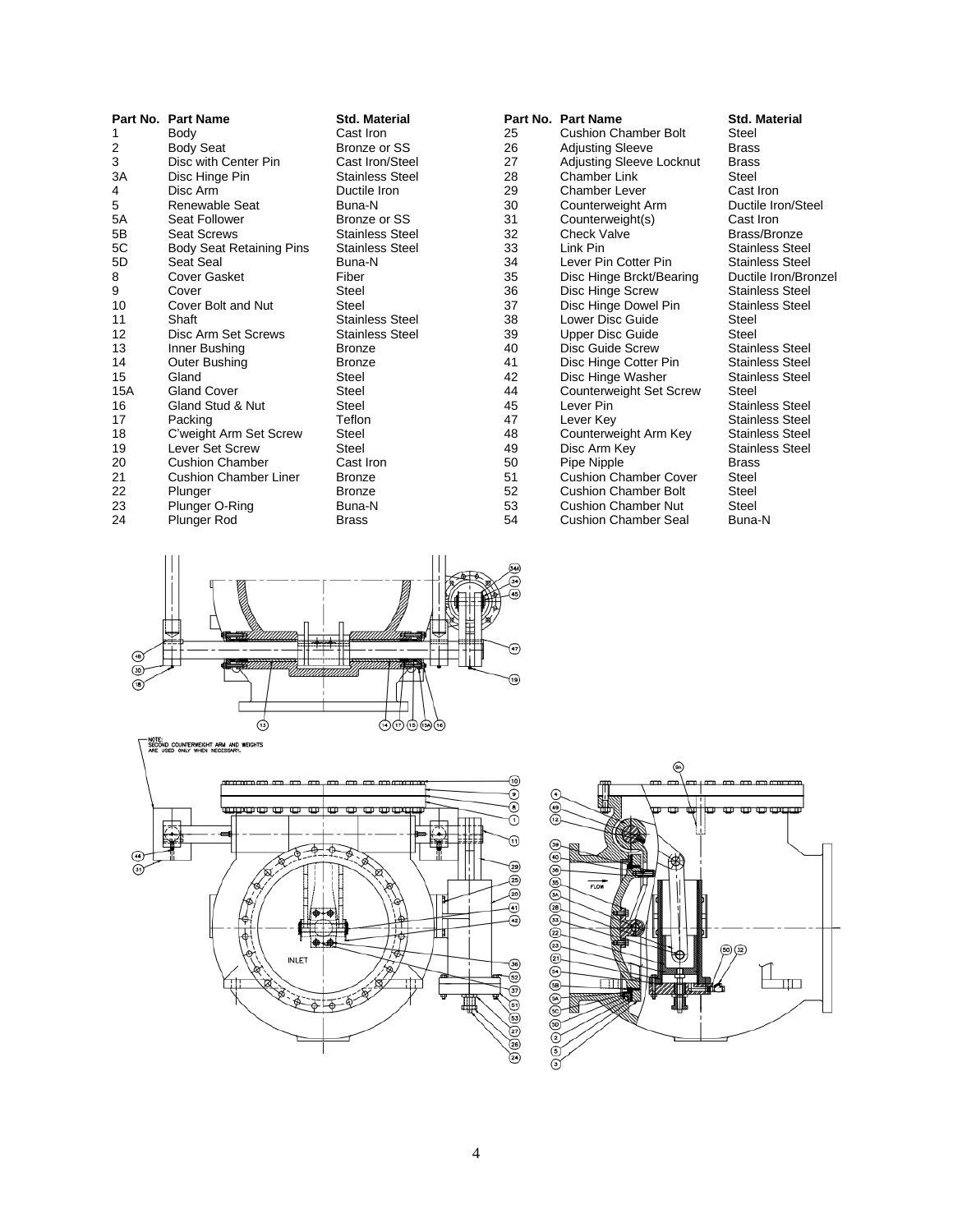| Part No. | Part Name | Std. Material |
|---|---|---|
| 1 | Body | Cast Iron |
| 2 | Body Seat | Bronze or SS |
| 3 | Disc with Center Pin | Cast Iron/Steel |
| 3A | Disc Hinge Pin | Stainless Steel |
| 4 | Disc Arm | Ductile Iron |
| 5 | Renewable Seat | Buna-N |
| 5A | Seat Follower | Bronze or SS |
| 5B | Seat Screws | Stainless Steel |
| 5C | Body Seat Retaining Pins | Stainless Steel |
| 5D | Seat Seal | Buna-N |
| 8 | Cover Gasket | Fiber |
| 9 | Cover | Steel |
| 10 | Cover Bolt and Nut | Steel |
| 11 | Shaft | Stainless Steel |
| 12 | Disc Arm Set Screws | Stainless Steel |
| 13 | Inner Bushing | Bronze |
| 14 | Outer Bushing | Bronze |
| 15 | Gland | Steel |
| 15A | Gland Cover | Steel |
| 16 | Gland Stud & Nut | Steel |
| 17 | Packing | Teflon |
| 18 | C'weight Arm Set Screw | Steel |
| 19 | Lever Set Screw | Steel |
| 20 | Cushion Chamber | Cast Iron |
| 21 | Cushion Chamber Liner | Bronze |
| 22 | Plunger | Bronze |
| 23 | Plunger O-Ring | Buna-N |
| 24 | Plunger Rod | Brass |

| Part No. | Part Name | Std. Material |
|---|---|---|
| 25 | Cushion Chamber Bolt | Steel |
| 26 | Adjusting Sleeve | Brass |
| 27 | Adjusting Sleeve Locknut | Brass |
| 28 | Chamber Link | Steel |
| 29 | Chamber Lever | Cast Iron |
| 30 | Counterweight Arm | Ductile Iron/Steel |
| 31 | Counterweight(s) | Cast Iron |
| 32 | Check Valve | Brass/Bronze |
| 33 | Link Pin | Stainless Steel |
| 34 | Lever Pin Cotter Pin | Stainless Steel |
| 35 | Disc Hinge Brckt/Bearing | Ductile Iron/Bronzel |
| 36 | Disc Hinge Screw | Stainless Steel |
| 37 | Disc Hinge Dowel Pin | Stainless Steel |
| 38 | Lower Disc Guide | Steel |
| 39 | Upper Disc Guide | Steel |
| 40 | Disc Guide Screw | Stainless Steel |
| 41 | Disc Hinge Cotter Pin | Stainless Steel |
| 42 | Disc Hinge Washer | Stainless Steel |
| 44 | Counterweight Set Screw | Steel |
| 45 | Lever Pin | Stainless Steel |
| 47 | Lever Key | Stainless Steel |
| 48 | Counterweight Arm Key | Stainless Steel |
| 49 | Disc Arm Key | Stainless Steel |
| 50 | Pipe Nipple | Brass |
| 51 | Cushion Chamber Cover | Steel |
| 52 | Cushion Chamber Bolt | Steel |
| 53 | Cushion Chamber Nut | Steel |
| 54 | Cushion Chamber Seal | Buna-N |

NOTE:
SECOND COUNTERWEIGHT ARM AND WEIGHTS
ARE USED ONLY WHEN NECESSARY.

INLET

FLOW